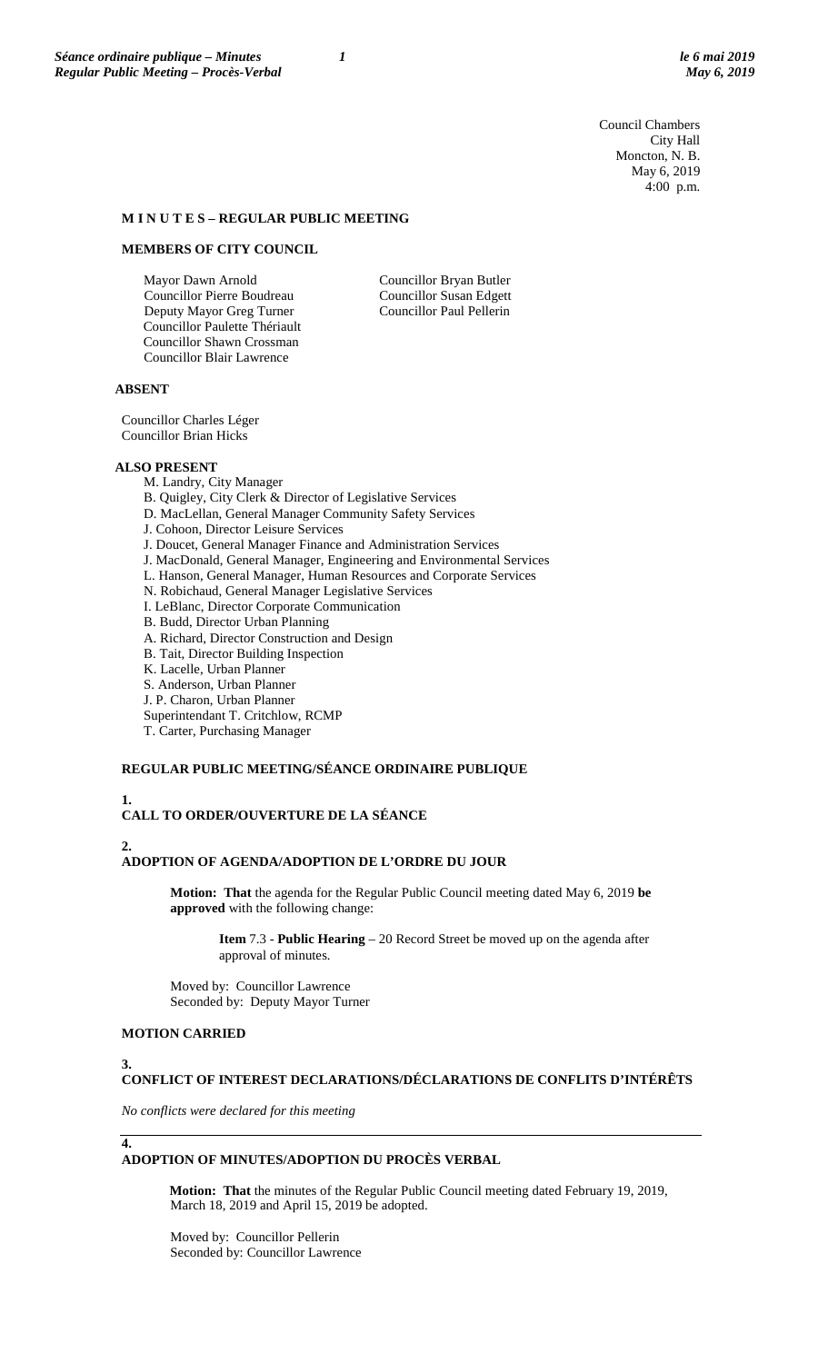Council Chambers
City Hall
Moncton, N. B.
May 6, 2019
4:00 p.m.

## M I N U T E S – REGULAR PUBLIC MEETING

### MEMBERS OF CITY COUNCIL

Mayor Dawn Arnold
Councillor Pierre Boudreau
Deputy Mayor Greg Turner
Councillor Paulette Thériault
Councillor Shawn Crossman
Councillor Blair Lawrence
Councillor Bryan Butler
Councillor Susan Edgett
Councillor Paul Pellerin

### ABSENT

Councillor Charles Léger
Councillor Brian Hicks

### ALSO PRESENT

M. Landry, City Manager
B. Quigley, City Clerk & Director of Legislative Services
D. MacLellan, General Manager Community Safety Services
J. Cohoon, Director Leisure Services
J. Doucet, General Manager Finance and Administration Services
J. MacDonald, General Manager, Engineering and Environmental Services
L. Hanson, General Manager, Human Resources and Corporate Services
N. Robichaud, General Manager Legislative Services
I. LeBlanc, Director Corporate Communication
B. Budd, Director Urban Planning
A. Richard, Director Construction and Design
B. Tait, Director Building Inspection
K. Lacelle, Urban Planner
S. Anderson, Urban Planner
J. P. Charon, Urban Planner
Superintendant T. Critchlow, RCMP
T. Carter, Purchasing Manager

### REGULAR PUBLIC MEETING/SÉANCE ORDINAIRE PUBLIQUE

**1.**
**CALL TO ORDER/OUVERTURE DE LA SÉANCE**

**2.**
**ADOPTION OF AGENDA/ADOPTION DE L'ORDRE DU JOUR**

**Motion: That** the agenda for the Regular Public Council meeting dated May 6, 2019 **be approved** with the following change:

> **Item** 7.3 - **Public Hearing** – 20 Record Street be moved up on the agenda after approval of minutes.

Moved by: Councillor Lawrence
Seconded by: Deputy Mayor Turner

**MOTION CARRIED**

**3.**
**CONFLICT OF INTEREST DECLARATIONS/DÉCLARATIONS DE CONFLITS D'INTÉRÊTS**

*No conflicts were declared for this meeting*

---

**4.**
**ADOPTION OF MINUTES/ADOPTION DU PROCÈS VERBAL**

**Motion: That** the minutes of the Regular Public Council meeting dated February 19, 2019, March 18, 2019 and April 15, 2019 be adopted.

Moved by: Councillor Pellerin
Seconded by: Councillor Lawrence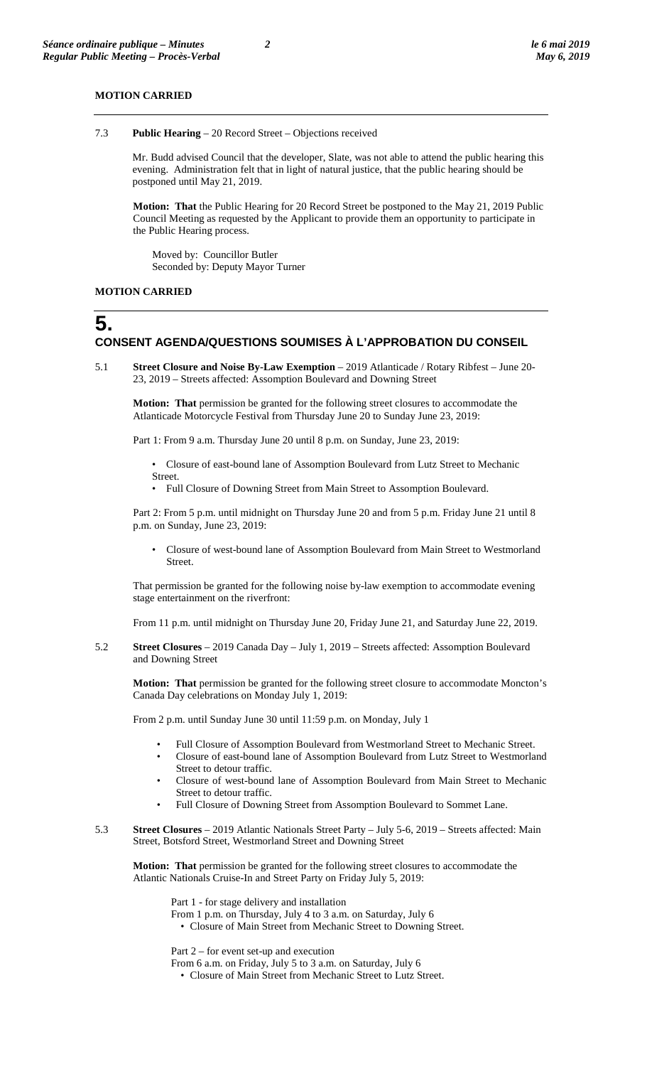**MOTION CARRIED**

---

7.3 **Public Hearing** – 20 Record Street – Objections received

Mr. Budd advised Council that the developer, Slate, was not able to attend the public hearing this evening. Administration felt that in light of natural justice, that the public hearing should be postponed until May 21, 2019.

**Motion: That** the Public Hearing for 20 Record Street be postponed to the May 21, 2019 Public Council Meeting as requested by the Applicant to provide them an opportunity to participate in the Public Hearing process.

Moved by: Councillor Butler
Seconded by: Deputy Mayor Turner

**MOTION CARRIED**

---

# 5. CONSENT AGENDA/QUESTIONS SOUMISES À L'APPROBATION DU CONSEIL

5.1 **Street Closure and Noise By-Law Exemption** – 2019 Atlanticade / Rotary Ribfest – June 20-23, 2019 – Streets affected: Assomption Boulevard and Downing Street

**Motion: That** permission be granted for the following street closures to accommodate the Atlanticade Motorcycle Festival from Thursday June 20 to Sunday June 23, 2019:

Part 1: From 9 a.m. Thursday June 20 until 8 p.m. on Sunday, June 23, 2019:

- Closure of east-bound lane of Assomption Boulevard from Lutz Street to Mechanic Street.
- Full Closure of Downing Street from Main Street to Assomption Boulevard.

Part 2: From 5 p.m. until midnight on Thursday June 20 and from 5 p.m. Friday June 21 until 8 p.m. on Sunday, June 23, 2019:

- Closure of west-bound lane of Assomption Boulevard from Main Street to Westmorland Street.

That permission be granted for the following noise by-law exemption to accommodate evening stage entertainment on the riverfront:

From 11 p.m. until midnight on Thursday June 20, Friday June 21, and Saturday June 22, 2019.

5.2 **Street Closures** – 2019 Canada Day – July 1, 2019 – Streets affected: Assomption Boulevard and Downing Street

**Motion: That** permission be granted for the following street closure to accommodate Moncton's Canada Day celebrations on Monday July 1, 2019:

From 2 p.m. until Sunday June 30 until 11:59 p.m. on Monday, July 1

- Full Closure of Assomption Boulevard from Westmorland Street to Mechanic Street.
- Closure of east-bound lane of Assomption Boulevard from Lutz Street to Westmorland Street to detour traffic.
- Closure of west-bound lane of Assomption Boulevard from Main Street to Mechanic Street to detour traffic.
- Full Closure of Downing Street from Assomption Boulevard to Sommet Lane.

5.3 **Street Closures** – 2019 Atlantic Nationals Street Party – July 5-6, 2019 – Streets affected: Main Street, Botsford Street, Westmorland Street and Downing Street

**Motion: That** permission be granted for the following street closures to accommodate the Atlantic Nationals Cruise-In and Street Party on Friday July 5, 2019:

Part 1 - for stage delivery and installation
From 1 p.m. on Thursday, July 4 to 3 a.m. on Saturday, July 6
- Closure of Main Street from Mechanic Street to Downing Street.

Part 2 – for event set-up and execution
From 6 a.m. on Friday, July 5 to 3 a.m. on Saturday, July 6
- Closure of Main Street from Mechanic Street to Lutz Street.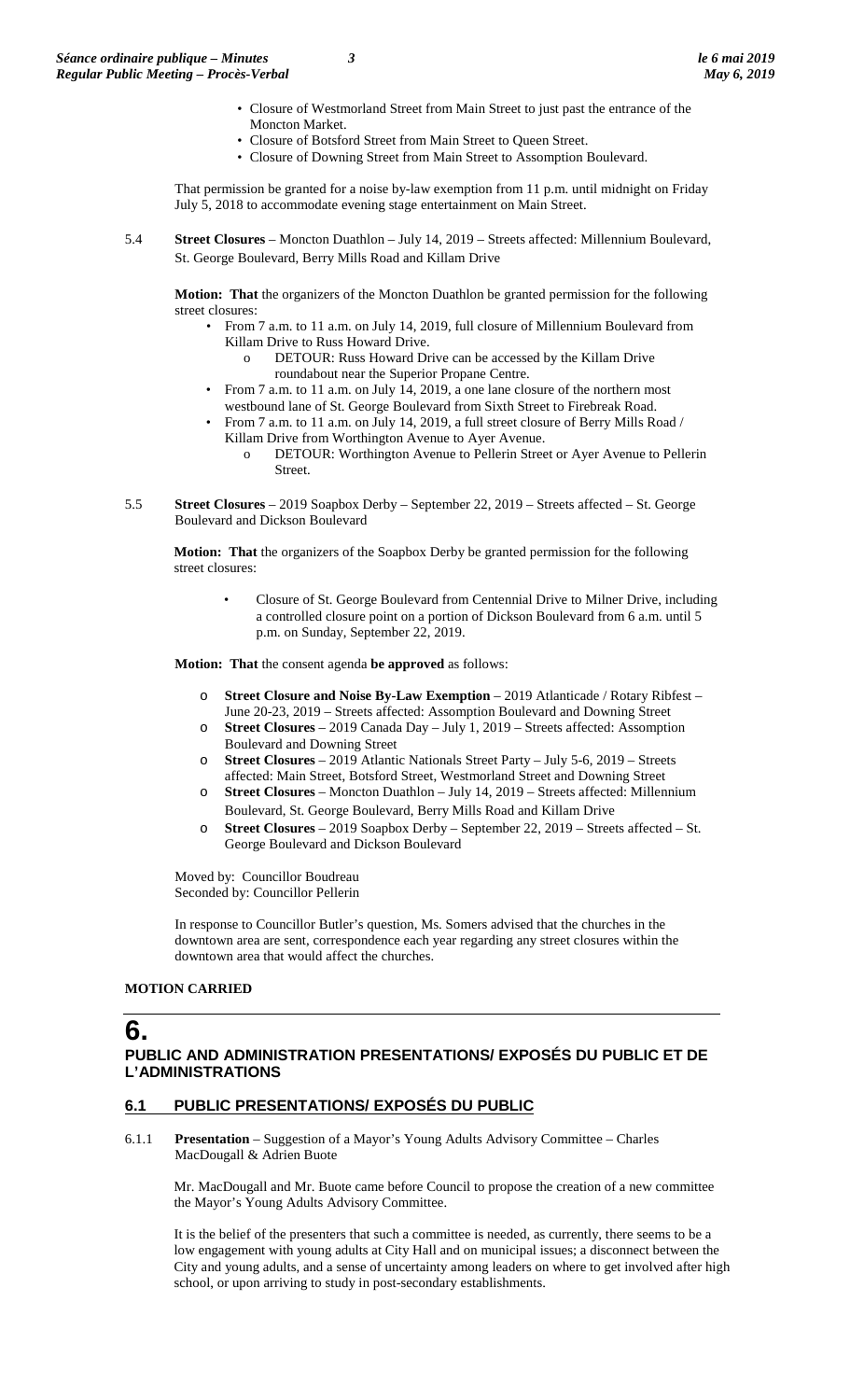- Closure of Westmorland Street from Main Street to just past the entrance of the Moncton Market.
- Closure of Botsford Street from Main Street to Queen Street.
- Closure of Downing Street from Main Street to Assomption Boulevard.

That permission be granted for a noise by-law exemption from 11 p.m. until midnight on Friday July 5, 2018 to accommodate evening stage entertainment on Main Street.

5.4 **Street Closures** – Moncton Duathlon – July 14, 2019 – Streets affected: Millennium Boulevard, St. George Boulevard, Berry Mills Road and Killam Drive

**Motion: That** the organizers of the Moncton Duathlon be granted permission for the following street closures:

- From 7 a.m. to 11 a.m. on July 14, 2019, full closure of Millennium Boulevard from Killam Drive to Russ Howard Drive.
  - DETOUR: Russ Howard Drive can be accessed by the Killam Drive roundabout near the Superior Propane Centre.
- From 7 a.m. to 11 a.m. on July 14, 2019, a one lane closure of the northern most westbound lane of St. George Boulevard from Sixth Street to Firebreak Road.
- From 7 a.m. to 11 a.m. on July 14, 2019, a full street closure of Berry Mills Road / Killam Drive from Worthington Avenue to Ayer Avenue.
  - DETOUR: Worthington Avenue to Pellerin Street or Ayer Avenue to Pellerin Street.

5.5 **Street Closures** – 2019 Soapbox Derby – September 22, 2019 – Streets affected – St. George Boulevard and Dickson Boulevard

**Motion: That** the organizers of the Soapbox Derby be granted permission for the following street closures:

- Closure of St. George Boulevard from Centennial Drive to Milner Drive, including a controlled closure point on a portion of Dickson Boulevard from 6 a.m. until 5 p.m. on Sunday, September 22, 2019.

**Motion: That** the consent agenda **be approved** as follows:

- **Street Closure and Noise By-Law Exemption** – 2019 Atlanticade / Rotary Ribfest – June 20-23, 2019 – Streets affected: Assomption Boulevard and Downing Street
- **Street Closures** – 2019 Canada Day – July 1, 2019 – Streets affected: Assomption Boulevard and Downing Street
- **Street Closures** – 2019 Atlantic Nationals Street Party – July 5-6, 2019 – Streets affected: Main Street, Botsford Street, Westmorland Street and Downing Street
- **Street Closures** – Moncton Duathlon – July 14, 2019 – Streets affected: Millennium Boulevard, St. George Boulevard, Berry Mills Road and Killam Drive
- **Street Closures** – 2019 Soapbox Derby – September 22, 2019 – Streets affected – St. George Boulevard and Dickson Boulevard

Moved by: Councillor Boudreau
Seconded by: Councillor Pellerin

In response to Councillor Butler's question, Ms. Somers advised that the churches in the downtown area are sent, correspondence each year regarding any street closures within the downtown area that would affect the churches.

**MOTION CARRIED**

# 6. PUBLIC AND ADMINISTRATION PRESENTATIONS/ EXPOSÉS DU PUBLIC ET DE L'ADMINISTRATIONS

## 6.1 PUBLIC PRESENTATIONS/ EXPOSÉS DU PUBLIC

6.1.1 **Presentation** – Suggestion of a Mayor's Young Adults Advisory Committee – Charles MacDougall & Adrien Buote

Mr. MacDougall and Mr. Buote came before Council to propose the creation of a new committee the Mayor's Young Adults Advisory Committee.

It is the belief of the presenters that such a committee is needed, as currently, there seems to be a low engagement with young adults at City Hall and on municipal issues; a disconnect between the City and young adults, and a sense of uncertainty among leaders on where to get involved after high school, or upon arriving to study in post-secondary establishments.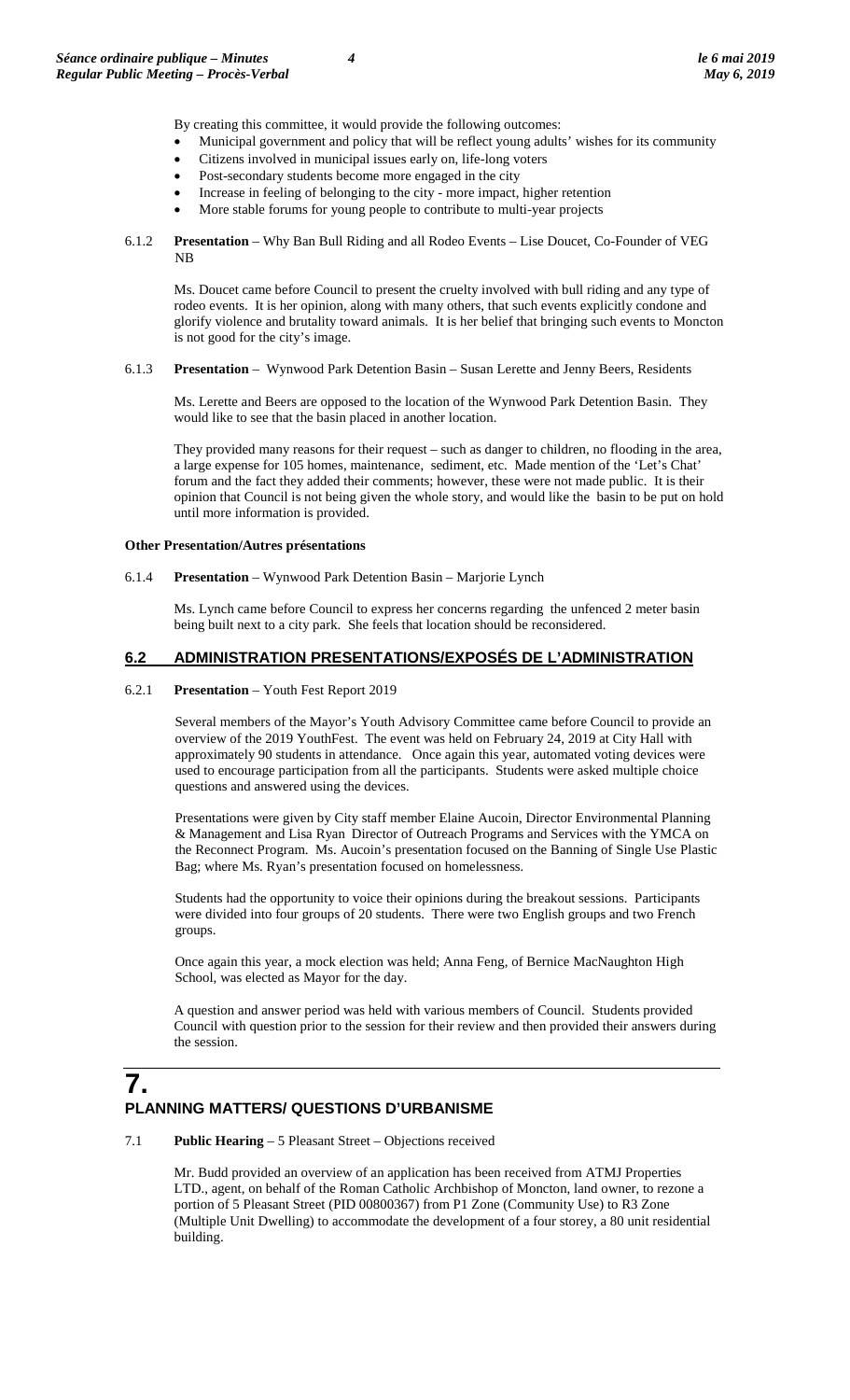By creating this committee, it would provide the following outcomes:

- Municipal government and policy that will be reflect young adults' wishes for its community
- Citizens involved in municipal issues early on, life-long voters
- Post-secondary students become more engaged in the city
- Increase in feeling of belonging to the city - more impact, higher retention
- More stable forums for young people to contribute to multi-year projects

6.1.2 **Presentation** – Why Ban Bull Riding and all Rodeo Events – Lise Doucet, Co-Founder of VEG NB

Ms. Doucet came before Council to present the cruelty involved with bull riding and any type of rodeo events. It is her opinion, along with many others, that such events explicitly condone and glorify violence and brutality toward animals. It is her belief that bringing such events to Moncton is not good for the city's image.

6.1.3 **Presentation** – Wynwood Park Detention Basin – Susan Lerette and Jenny Beers, Residents

Ms. Lerette and Beers are opposed to the location of the Wynwood Park Detention Basin. They would like to see that the basin placed in another location.

They provided many reasons for their request – such as danger to children, no flooding in the area, a large expense for 105 homes, maintenance, sediment, etc. Made mention of the 'Let's Chat' forum and the fact they added their comments; however, these were not made public. It is their opinion that Council is not being given the whole story, and would like the basin to be put on hold until more information is provided.

**Other Presentation/Autres présentations**

6.1.4 **Presentation** – Wynwood Park Detention Basin – Marjorie Lynch

Ms. Lynch came before Council to express her concerns regarding the unfenced 2 meter basin being built next to a city park. She feels that location should be reconsidered.

## 6.2 ADMINISTRATION PRESENTATIONS/EXPOSÉS DE L'ADMINISTRATION

6.2.1 **Presentation** – Youth Fest Report 2019

Several members of the Mayor's Youth Advisory Committee came before Council to provide an overview of the 2019 YouthFest. The event was held on February 24, 2019 at City Hall with approximately 90 students in attendance. Once again this year, automated voting devices were used to encourage participation from all the participants. Students were asked multiple choice questions and answered using the devices.

Presentations were given by City staff member Elaine Aucoin, Director Environmental Planning & Management and Lisa Ryan Director of Outreach Programs and Services with the YMCA on the Reconnect Program. Ms. Aucoin's presentation focused on the Banning of Single Use Plastic Bag; where Ms. Ryan's presentation focused on homelessness.

Students had the opportunity to voice their opinions during the breakout sessions. Participants were divided into four groups of 20 students. There were two English groups and two French groups.

Once again this year, a mock election was held; Anna Feng, of Bernice MacNaughton High School, was elected as Mayor for the day.

A question and answer period was held with various members of Council. Students provided Council with question prior to the session for their review and then provided their answers during the session.

# 7. PLANNING MATTERS/ QUESTIONS D'URBANISME

7.1 **Public Hearing** – 5 Pleasant Street – Objections received

Mr. Budd provided an overview of an application has been received from ATMJ Properties LTD., agent, on behalf of the Roman Catholic Archbishop of Moncton, land owner, to rezone a portion of 5 Pleasant Street (PID 00800367) from P1 Zone (Community Use) to R3 Zone (Multiple Unit Dwelling) to accommodate the development of a four storey, a 80 unit residential building.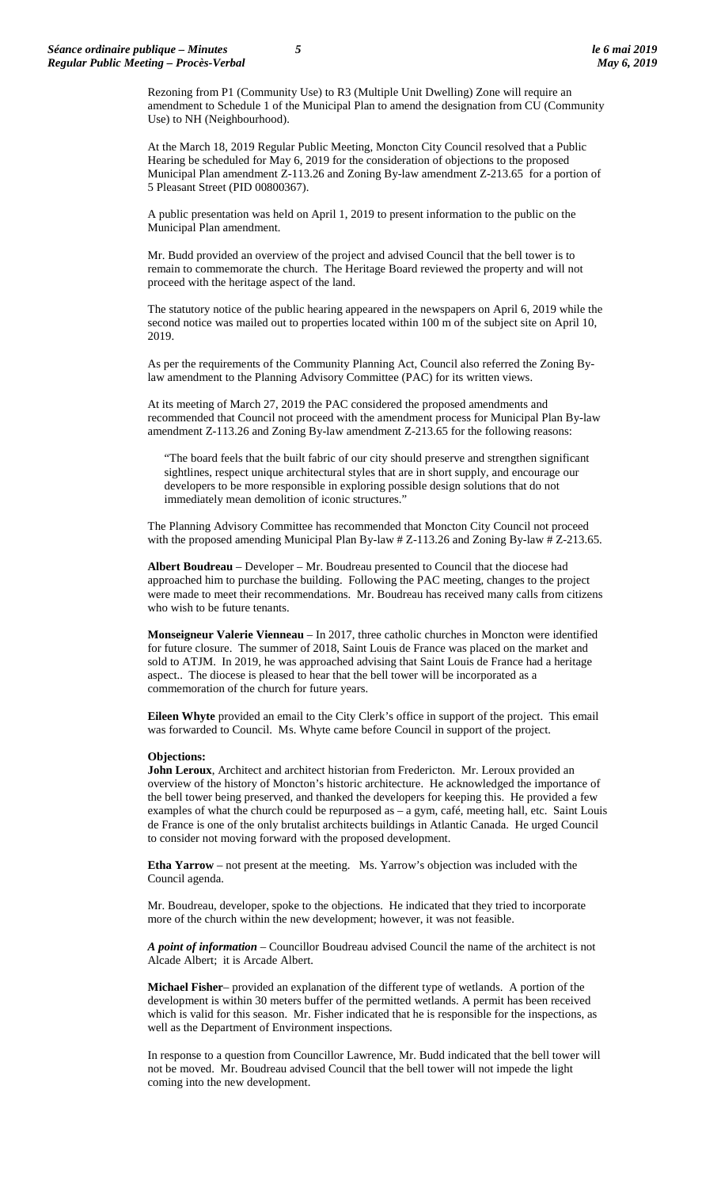Rezoning from P1 (Community Use) to R3 (Multiple Unit Dwelling) Zone will require an amendment to Schedule 1 of the Municipal Plan to amend the designation from CU (Community Use) to NH (Neighbourhood).

At the March 18, 2019 Regular Public Meeting, Moncton City Council resolved that a Public Hearing be scheduled for May 6, 2019 for the consideration of objections to the proposed Municipal Plan amendment Z-113.26 and Zoning By-law amendment Z-213.65 for a portion of 5 Pleasant Street (PID 00800367).

A public presentation was held on April 1, 2019 to present information to the public on the Municipal Plan amendment.

Mr. Budd provided an overview of the project and advised Council that the bell tower is to remain to commemorate the church. The Heritage Board reviewed the property and will not proceed with the heritage aspect of the land.

The statutory notice of the public hearing appeared in the newspapers on April 6, 2019 while the second notice was mailed out to properties located within 100 m of the subject site on April 10, 2019.

As per the requirements of the Community Planning Act, Council also referred the Zoning By-law amendment to the Planning Advisory Committee (PAC) for its written views.

At its meeting of March 27, 2019 the PAC considered the proposed amendments and recommended that Council not proceed with the amendment process for Municipal Plan By-law amendment Z-113.26 and Zoning By-law amendment Z-213.65 for the following reasons:

> "The board feels that the built fabric of our city should preserve and strengthen significant sightlines, respect unique architectural styles that are in short supply, and encourage our developers to be more responsible in exploring possible design solutions that do not immediately mean demolition of iconic structures."

The Planning Advisory Committee has recommended that Moncton City Council not proceed with the proposed amending Municipal Plan By-law # Z-113.26 and Zoning By-law # Z-213.65.

**Albert Boudreau** – Developer – Mr. Boudreau presented to Council that the diocese had approached him to purchase the building. Following the PAC meeting, changes to the project were made to meet their recommendations. Mr. Boudreau has received many calls from citizens who wish to be future tenants.

**Monseigneur Valerie Vienneau** – In 2017, three catholic churches in Moncton were identified for future closure. The summer of 2018, Saint Louis de France was placed on the market and sold to ATJM. In 2019, he was approached advising that Saint Louis de France had a heritage aspect.. The diocese is pleased to hear that the bell tower will be incorporated as a commemoration of the church for future years.

**Eileen Whyte** provided an email to the City Clerk's office in support of the project. This email was forwarded to Council. Ms. Whyte came before Council in support of the project.

**Objections:**
**John Leroux**, Architect and architect historian from Fredericton. Mr. Leroux provided an overview of the history of Moncton's historic architecture. He acknowledged the importance of the bell tower being preserved, and thanked the developers for keeping this. He provided a few examples of what the church could be repurposed as – a gym, café, meeting hall, etc. Saint Louis de France is one of the only brutalist architects buildings in Atlantic Canada. He urged Council to consider not moving forward with the proposed development.

**Etha Yarrow** – not present at the meeting. Ms. Yarrow's objection was included with the Council agenda.

Mr. Boudreau, developer, spoke to the objections. He indicated that they tried to incorporate more of the church within the new development; however, it was not feasible.

***A point of information*** – Councillor Boudreau advised Council the name of the architect is not Alcade Albert; it is Arcade Albert.

**Michael Fisher**– provided an explanation of the different type of wetlands. A portion of the development is within 30 meters buffer of the permitted wetlands. A permit has been received which is valid for this season. Mr. Fisher indicated that he is responsible for the inspections, as well as the Department of Environment inspections.

In response to a question from Councillor Lawrence, Mr. Budd indicated that the bell tower will not be moved. Mr. Boudreau advised Council that the bell tower will not impede the light coming into the new development.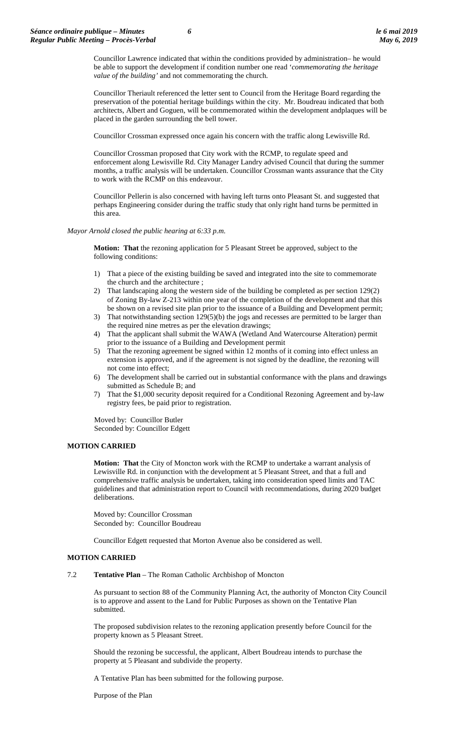Councillor Lawrence indicated that within the conditions provided by administration– he would be able to support the development if condition number one read '*commemorating the heritage value of the building'* and not commemorating the church.

Councillor Theriault referenced the letter sent to Council from the Heritage Board regarding the preservation of the potential heritage buildings within the city. Mr. Boudreau indicated that both architects, Albert and Goguen, will be commemorated within the development andplaques will be placed in the garden surrounding the bell tower.

Councillor Crossman expressed once again his concern with the traffic along Lewisville Rd.

Councillor Crossman proposed that City work with the RCMP, to regulate speed and enforcement along Lewisville Rd. City Manager Landry advised Council that during the summer months, a traffic analysis will be undertaken. Councillor Crossman wants assurance that the City to work with the RCMP on this endeavour.

Councillor Pellerin is also concerned with having left turns onto Pleasant St. and suggested that perhaps Engineering consider during the traffic study that only right hand turns be permitted in this area.

*Mayor Arnold closed the public hearing at 6:33 p.m.*

**Motion: That** the rezoning application for 5 Pleasant Street be approved, subject to the following conditions:

1) That a piece of the existing building be saved and integrated into the site to commemorate the church and the architecture ;
2) That landscaping along the western side of the building be completed as per section 129(2) of Zoning By-law Z-213 within one year of the completion of the development and that this be shown on a revised site plan prior to the issuance of a Building and Development permit;
3) That notwithstanding section 129(5)(b) the jogs and recesses are permitted to be larger than the required nine metres as per the elevation drawings;
4) That the applicant shall submit the WAWA (Wetland And Watercourse Alteration) permit prior to the issuance of a Building and Development permit
5) That the rezoning agreement be signed within 12 months of it coming into effect unless an extension is approved, and if the agreement is not signed by the deadline, the rezoning will not come into effect;
6) The development shall be carried out in substantial conformance with the plans and drawings submitted as Schedule B; and
7) That the $1,000 security deposit required for a Conditional Rezoning Agreement and by-law registry fees, be paid prior to registration.

Moved by: Councillor Butler
Seconded by: Councillor Edgett

**MOTION CARRIED**

**Motion: That** the City of Moncton work with the RCMP to undertake a warrant analysis of Lewisville Rd. in conjunction with the development at 5 Pleasant Street, and that a full and comprehensive traffic analysis be undertaken, taking into consideration speed limits and TAC guidelines and that administration report to Council with recommendations, during 2020 budget deliberations.

Moved by: Councillor Crossman
Seconded by: Councillor Boudreau

Councillor Edgett requested that Morton Avenue also be considered as well.

**MOTION CARRIED**

7.2 **Tentative Plan** – The Roman Catholic Archbishop of Moncton

As pursuant to section 88 of the Community Planning Act, the authority of Moncton City Council is to approve and assent to the Land for Public Purposes as shown on the Tentative Plan submitted.

The proposed subdivision relates to the rezoning application presently before Council for the property known as 5 Pleasant Street.

Should the rezoning be successful, the applicant, Albert Boudreau intends to purchase the property at 5 Pleasant and subdivide the property.

A Tentative Plan has been submitted for the following purpose.

Purpose of the Plan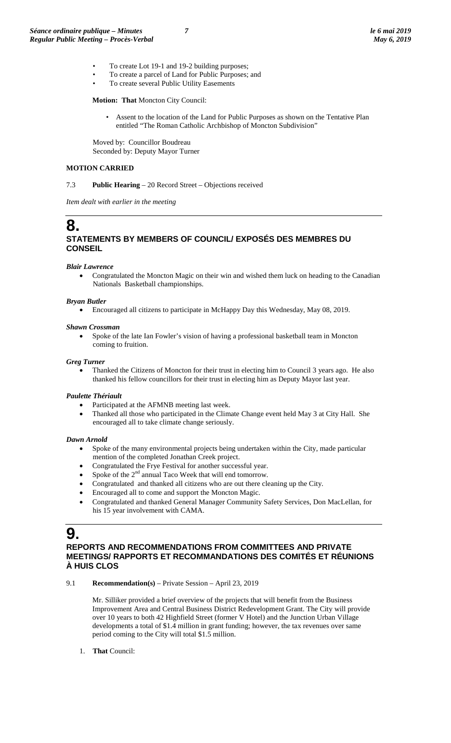- To create Lot 19-1 and 19-2 building purposes;
- To create a parcel of Land for Public Purposes; and
- To create several Public Utility Easements

**Motion: That** Moncton City Council:

- Assent to the location of the Land for Public Purposes as shown on the Tentative Plan entitled "The Roman Catholic Archbishop of Moncton Subdivision"

Moved by: Councillor Boudreau
Seconded by: Deputy Mayor Turner

**MOTION CARRIED**

7.3 **Public Hearing** – 20 Record Street – Objections received

*Item dealt with earlier in the meeting*

# 8.

## STATEMENTS BY MEMBERS OF COUNCIL/ EXPOSÉS DES MEMBRES DU CONSEIL

***Blair Lawrence***

- Congratulated the Moncton Magic on their win and wished them luck on heading to the Canadian Nationals Basketball championships.

***Bryan Butler***

- Encouraged all citizens to participate in McHappy Day this Wednesday, May 08, 2019.

***Shawn Crossman***

- Spoke of the late Ian Fowler's vision of having a professional basketball team in Moncton coming to fruition.

***Greg Turner***

- Thanked the Citizens of Moncton for their trust in electing him to Council 3 years ago. He also thanked his fellow councillors for their trust in electing him as Deputy Mayor last year.

***Paulette Thériault***

- Participated at the AFMNB meeting last week.
- Thanked all those who participated in the Climate Change event held May 3 at City Hall. She encouraged all to take climate change seriously.

***Dawn Arnold***

- Spoke of the many environmental projects being undertaken within the City, made particular mention of the completed Jonathan Creek project.
- Congratulated the Frye Festival for another successful year.
- Spoke of the 2nd annual Taco Week that will end tomorrow.
- Congratulated and thanked all citizens who are out there cleaning up the City.
- Encouraged all to come and support the Moncton Magic.
- Congratulated and thanked General Manager Community Safety Services, Don MacLellan, for his 15 year involvement with CAMA.

# 9.

## REPORTS AND RECOMMENDATIONS FROM COMMITTEES AND PRIVATE MEETINGS/ RAPPORTS ET RECOMMANDATIONS DES COMITÉS ET RÉUNIONS À HUIS CLOS

9.1 **Recommendation(s)** – Private Session – April 23, 2019

Mr. Silliker provided a brief overview of the projects that will benefit from the Business Improvement Area and Central Business District Redevelopment Grant. The City will provide over 10 years to both 42 Highfield Street (former V Hotel) and the Junction Urban Village developments a total of $1.4 million in grant funding; however, the tax revenues over same period coming to the City will total $1.5 million.

1. **That** Council: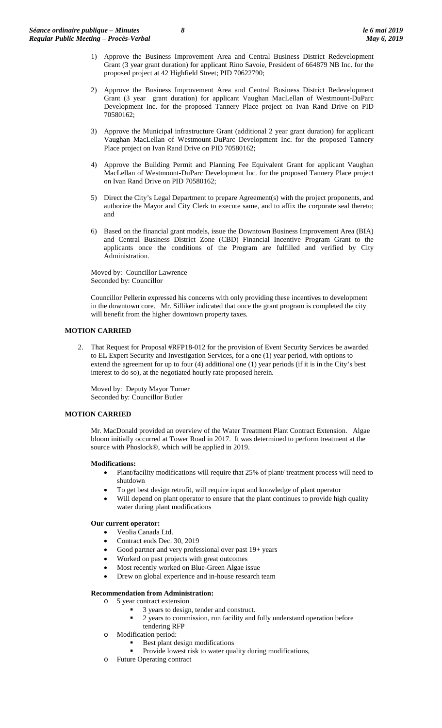1) Approve the Business Improvement Area and Central Business District Redevelopment Grant (3 year grant duration) for applicant Rino Savoie, President of 664879 NB Inc. for the proposed project at 42 Highfield Street; PID 70622790;

2) Approve the Business Improvement Area and Central Business District Redevelopment Grant (3 year grant duration) for applicant Vaughan MacLellan of Westmount-DuParc Development Inc. for the proposed Tannery Place project on Ivan Rand Drive on PID 70580162;

3) Approve the Municipal infrastructure Grant (additional 2 year grant duration) for applicant Vaughan MacLellan of Westmount-DuParc Development Inc. for the proposed Tannery Place project on Ivan Rand Drive on PID 70580162;

4) Approve the Building Permit and Planning Fee Equivalent Grant for applicant Vaughan MacLellan of Westmount-DuParc Development Inc. for the proposed Tannery Place project on Ivan Rand Drive on PID 70580162;

5) Direct the City's Legal Department to prepare Agreement(s) with the project proponents, and authorize the Mayor and City Clerk to execute same, and to affix the corporate seal thereto; and

6) Based on the financial grant models, issue the Downtown Business Improvement Area (BIA) and Central Business District Zone (CBD) Financial Incentive Program Grant to the applicants once the conditions of the Program are fulfilled and verified by City Administration.

Moved by: Councillor Lawrence
Seconded by: Councillor

Councillor Pellerin expressed his concerns with only providing these incentives to development in the downtown core. Mr. Silliker indicated that once the grant program is completed the city will benefit from the higher downtown property taxes.

**MOTION CARRIED**

2. That Request for Proposal #RFP18-012 for the provision of Event Security Services be awarded to EL Expert Security and Investigation Services, for a one (1) year period, with options to extend the agreement for up to four (4) additional one (1) year periods (if it is in the City's best interest to do so), at the negotiated hourly rate proposed herein.

Moved by: Deputy Mayor Turner
Seconded by: Councillor Butler

**MOTION CARRIED**

Mr. MacDonald provided an overview of the Water Treatment Plant Contract Extension. Algae bloom initially occurred at Tower Road in 2017. It was determined to perform treatment at the source with Phoslock®, which will be applied in 2019.

**Modifications:**

- Plant/facility modifications will require that 25% of plant/ treatment process will need to shutdown
- To get best design retrofit, will require input and knowledge of plant operator
- Will depend on plant operator to ensure that the plant continues to provide high quality water during plant modifications

**Our current operator:**

- Veolia Canada Ltd.
- Contract ends Dec. 30, 2019
- Good partner and very professional over past 19+ years
- Worked on past projects with great outcomes
- Most recently worked on Blue-Green Algae issue
- Drew on global experience and in-house research team

**Recommendation from Administration:**

- 5 year contract extension
  - 3 years to design, tender and construct.
  - 2 years to commission, run facility and fully understand operation before tendering RFP
- Modification period:
  - Best plant design modifications
  - Provide lowest risk to water quality during modifications,
- Future Operating contract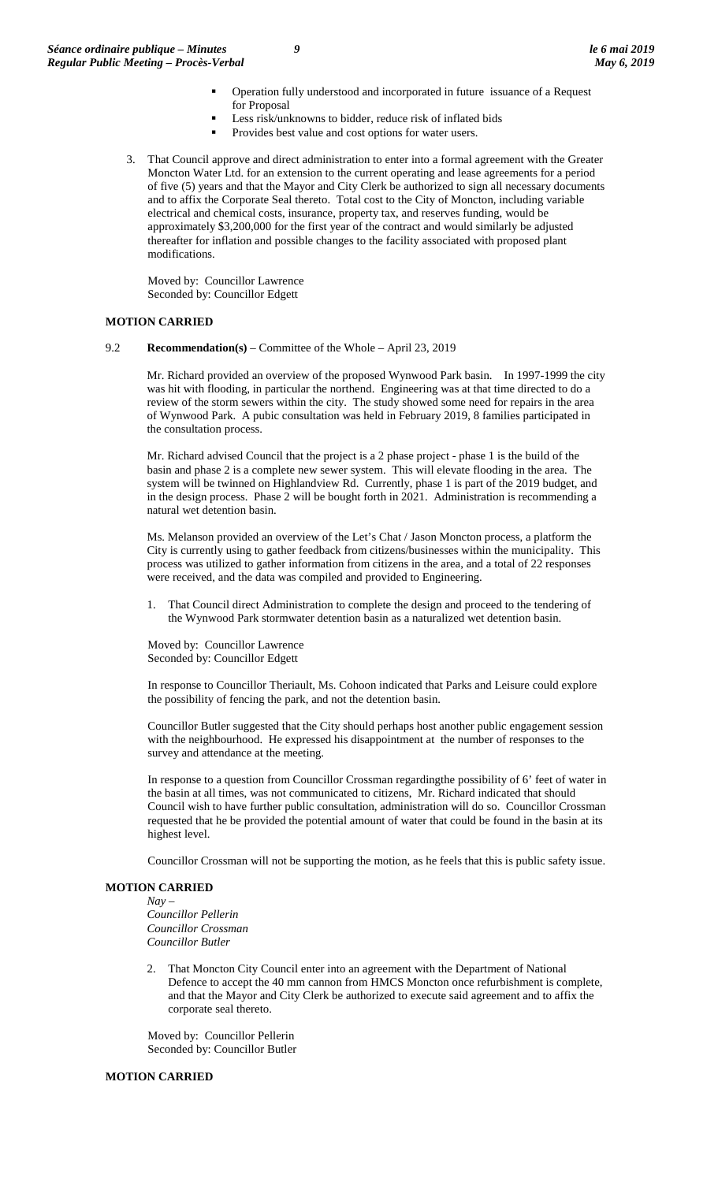- Operation fully understood and incorporated in future issuance of a Request for Proposal
- Less risk/unknowns to bidder, reduce risk of inflated bids
- Provides best value and cost options for water users.

3. That Council approve and direct administration to enter into a formal agreement with the Greater Moncton Water Ltd. for an extension to the current operating and lease agreements for a period of five (5) years and that the Mayor and City Clerk be authorized to sign all necessary documents and to affix the Corporate Seal thereto. Total cost to the City of Moncton, including variable electrical and chemical costs, insurance, property tax, and reserves funding, would be approximately $3,200,000 for the first year of the contract and would similarly be adjusted thereafter for inflation and possible changes to the facility associated with proposed plant modifications.

Moved by: Councillor Lawrence
Seconded by: Councillor Edgett

**MOTION CARRIED**

9.2 **Recommendation(s)** – Committee of the Whole – April 23, 2019

Mr. Richard provided an overview of the proposed Wynwood Park basin. In 1997-1999 the city was hit with flooding, in particular the northend. Engineering was at that time directed to do a review of the storm sewers within the city. The study showed some need for repairs in the area of Wynwood Park. A pubic consultation was held in February 2019, 8 families participated in the consultation process.

Mr. Richard advised Council that the project is a 2 phase project - phase 1 is the build of the basin and phase 2 is a complete new sewer system. This will elevate flooding in the area. The system will be twinned on Highlandview Rd. Currently, phase 1 is part of the 2019 budget, and in the design process. Phase 2 will be bought forth in 2021. Administration is recommending a natural wet detention basin.

Ms. Melanson provided an overview of the Let's Chat / Jason Moncton process, a platform the City is currently using to gather feedback from citizens/businesses within the municipality. This process was utilized to gather information from citizens in the area, and a total of 22 responses were received, and the data was compiled and provided to Engineering.

1. That Council direct Administration to complete the design and proceed to the tendering of the Wynwood Park stormwater detention basin as a naturalized wet detention basin.

Moved by: Councillor Lawrence
Seconded by: Councillor Edgett

In response to Councillor Theriault, Ms. Cohoon indicated that Parks and Leisure could explore the possibility of fencing the park, and not the detention basin.

Councillor Butler suggested that the City should perhaps host another public engagement session with the neighbourhood. He expressed his disappointment at the number of responses to the survey and attendance at the meeting.

In response to a question from Councillor Crossman regardingthe possibility of 6' feet of water in the basin at all times, was not communicated to citizens, Mr. Richard indicated that should Council wish to have further public consultation, administration will do so. Councillor Crossman requested that he be provided the potential amount of water that could be found in the basin at its highest level.

Councillor Crossman will not be supporting the motion, as he feels that this is public safety issue.

**MOTION CARRIED**

*Nay –*
*Councillor Pellerin*
*Councillor Crossman*
*Councillor Butler*

2. That Moncton City Council enter into an agreement with the Department of National Defence to accept the 40 mm cannon from HMCS Moncton once refurbishment is complete, and that the Mayor and City Clerk be authorized to execute said agreement and to affix the corporate seal thereto.

Moved by: Councillor Pellerin
Seconded by: Councillor Butler

**MOTION CARRIED**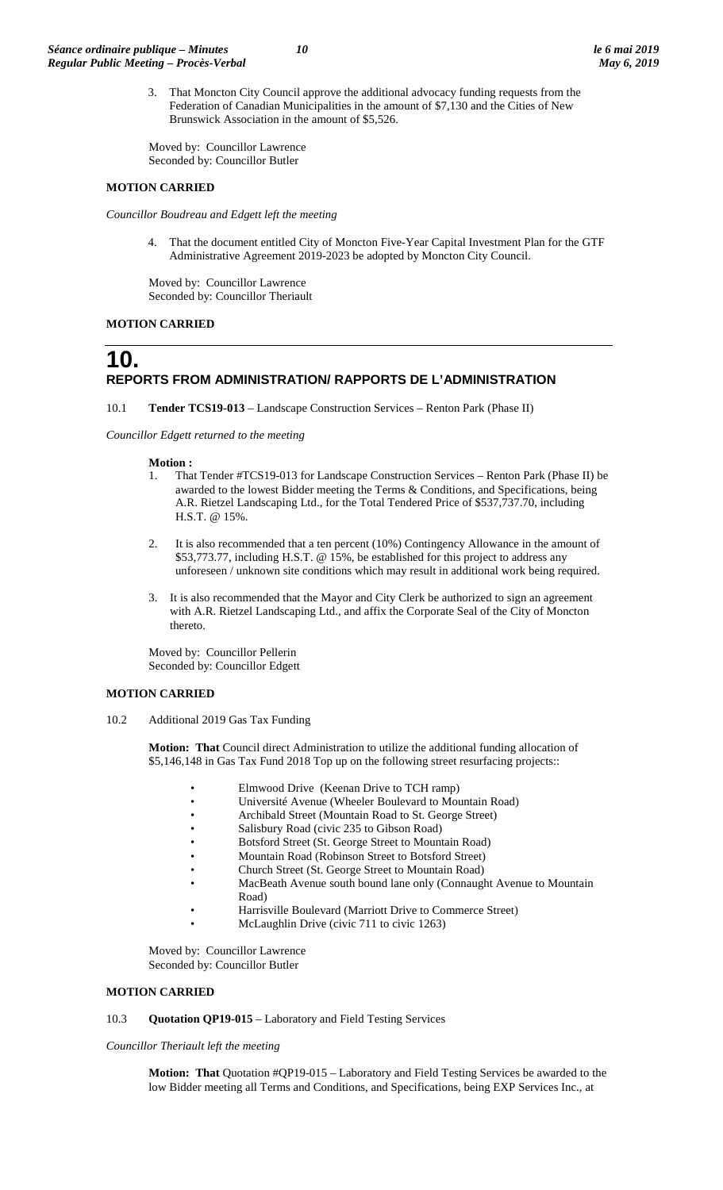3. That Moncton City Council approve the additional advocacy funding requests from the Federation of Canadian Municipalities in the amount of $7,130 and the Cities of New Brunswick Association in the amount of $5,526.

Moved by: Councillor Lawrence
Seconded by: Councillor Butler

**MOTION CARRIED**

*Councillor Boudreau and Edgett left the meeting*

4. That the document entitled City of Moncton Five-Year Capital Investment Plan for the GTF Administrative Agreement 2019-2023 be adopted by Moncton City Council.

Moved by: Councillor Lawrence
Seconded by: Councillor Theriault

**MOTION CARRIED**

# 10. REPORTS FROM ADMINISTRATION/ RAPPORTS DE L'ADMINISTRATION

10.1 **Tender TCS19-013** – Landscape Construction Services – Renton Park (Phase II)

*Councillor Edgett returned to the meeting*

**Motion :**

1. That Tender #TCS19-013 for Landscape Construction Services – Renton Park (Phase II) be awarded to the lowest Bidder meeting the Terms & Conditions, and Specifications, being A.R. Rietzel Landscaping Ltd., for the Total Tendered Price of $537,737.70, including H.S.T. @ 15%.

2. It is also recommended that a ten percent (10%) Contingency Allowance in the amount of $53,773.77, including H.S.T. @ 15%, be established for this project to address any unforeseen / unknown site conditions which may result in additional work being required.

3. It is also recommended that the Mayor and City Clerk be authorized to sign an agreement with A.R. Rietzel Landscaping Ltd., and affix the Corporate Seal of the City of Moncton thereto.

Moved by: Councillor Pellerin
Seconded by: Councillor Edgett

**MOTION CARRIED**

10.2 Additional 2019 Gas Tax Funding

**Motion: That** Council direct Administration to utilize the additional funding allocation of $5,146,148 in Gas Tax Fund 2018 Top up on the following street resurfacing projects::

- Elmwood Drive (Keenan Drive to TCH ramp)
- Université Avenue (Wheeler Boulevard to Mountain Road)
- Archibald Street (Mountain Road to St. George Street)
- Salisbury Road (civic 235 to Gibson Road)
- Botsford Street (St. George Street to Mountain Road)
- Mountain Road (Robinson Street to Botsford Street)
- Church Street (St. George Street to Mountain Road)
- MacBeath Avenue south bound lane only (Connaught Avenue to Mountain Road)
- Harrisville Boulevard (Marriott Drive to Commerce Street)
- McLaughlin Drive (civic 711 to civic 1263)

Moved by: Councillor Lawrence
Seconded by: Councillor Butler

**MOTION CARRIED**

10.3 **Quotation QP19-015** – Laboratory and Field Testing Services

*Councillor Theriault left the meeting*

**Motion: That** Quotation #QP19-015 – Laboratory and Field Testing Services be awarded to the low Bidder meeting all Terms and Conditions, and Specifications, being EXP Services Inc., at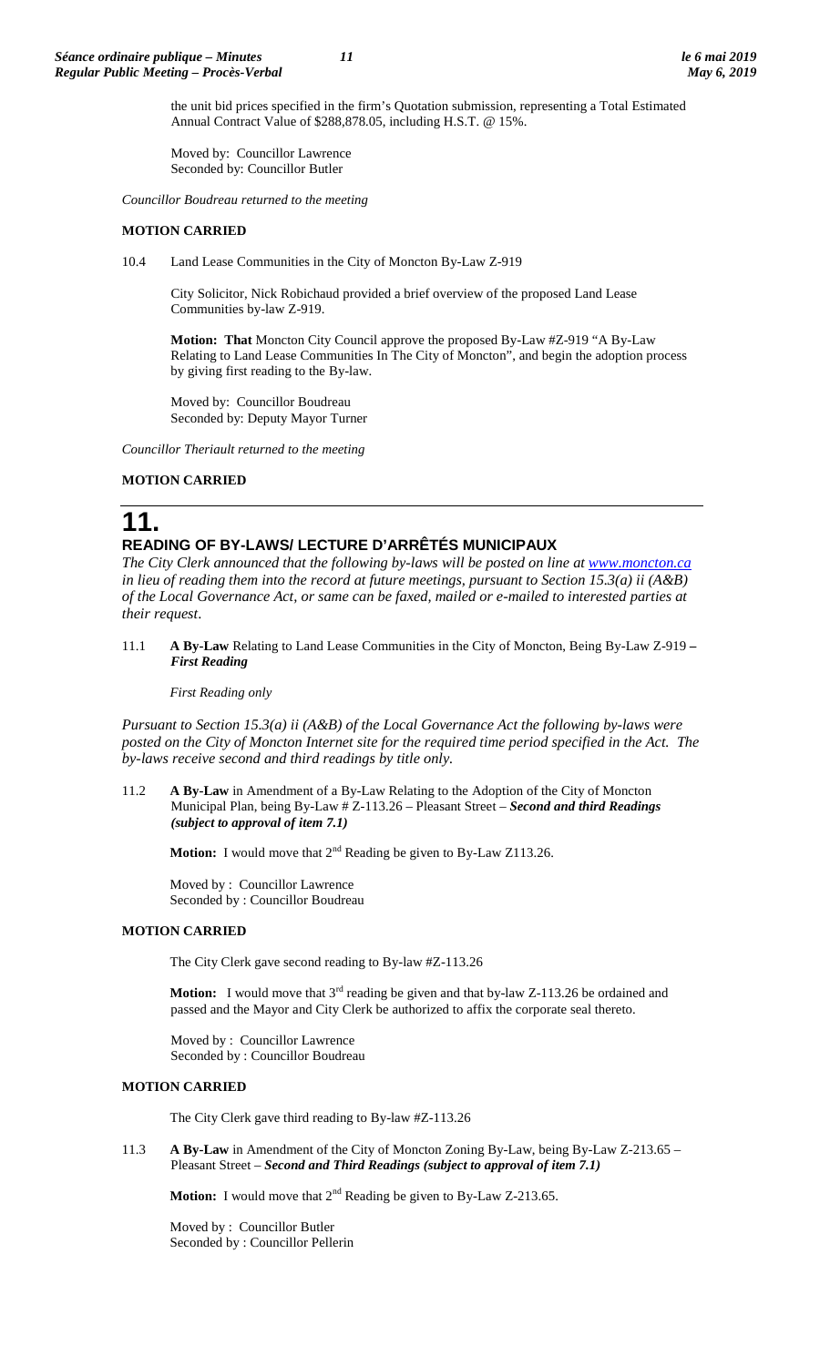the unit bid prices specified in the firm's Quotation submission, representing a Total Estimated Annual Contract Value of $288,878.05, including H.S.T. @ 15%.

Moved by: Councillor Lawrence
Seconded by: Councillor Butler

*Councillor Boudreau returned to the meeting*

**MOTION CARRIED**

10.4 Land Lease Communities in the City of Moncton By-Law Z-919

City Solicitor, Nick Robichaud provided a brief overview of the proposed Land Lease Communities by-law Z-919.

**Motion: That** Moncton City Council approve the proposed By-Law #Z-919 "A By-Law Relating to Land Lease Communities In The City of Moncton", and begin the adoption process by giving first reading to the By-law.

Moved by: Councillor Boudreau
Seconded by: Deputy Mayor Turner

*Councillor Theriault returned to the meeting*

**MOTION CARRIED**

# 11.

## READING OF BY-LAWS/ LECTURE D'ARRÊTÉS MUNICIPAUX

*The City Clerk announced that the following by-laws will be posted on line at www.moncton.ca in lieu of reading them into the record at future meetings, pursuant to Section 15.3(a) ii (A&B) of the Local Governance Act, or same can be faxed, mailed or e-mailed to interested parties at their request.*

11.1 **A By-Law** Relating to Land Lease Communities in the City of Moncton, Being By-Law Z-919 – ***First Reading***

*First Reading only*

*Pursuant to Section 15.3(a) ii (A&B) of the Local Governance Act the following by-laws were posted on the City of Moncton Internet site for the required time period specified in the Act. The by-laws receive second and third readings by title only.*

11.2 **A By-Law** in Amendment of a By-Law Relating to the Adoption of the City of Moncton Municipal Plan, being By-Law # Z-113.26 – Pleasant Street – ***Second and third Readings (subject to approval of item 7.1)***

**Motion:** I would move that 2nd Reading be given to By-Law Z113.26.

Moved by : Councillor Lawrence
Seconded by : Councillor Boudreau

**MOTION CARRIED**

The City Clerk gave second reading to By-law #Z-113.26

**Motion:** I would move that 3rd reading be given and that by-law Z-113.26 be ordained and passed and the Mayor and City Clerk be authorized to affix the corporate seal thereto.

Moved by : Councillor Lawrence
Seconded by : Councillor Boudreau

**MOTION CARRIED**

The City Clerk gave third reading to By-law #Z-113.26

11.3 **A By-Law** in Amendment of the City of Moncton Zoning By-Law, being By-Law Z-213.65 – Pleasant Street – ***Second and Third Readings (subject to approval of item 7.1)***

**Motion:** I would move that 2nd Reading be given to By-Law Z-213.65.

Moved by : Councillor Butler
Seconded by : Councillor Pellerin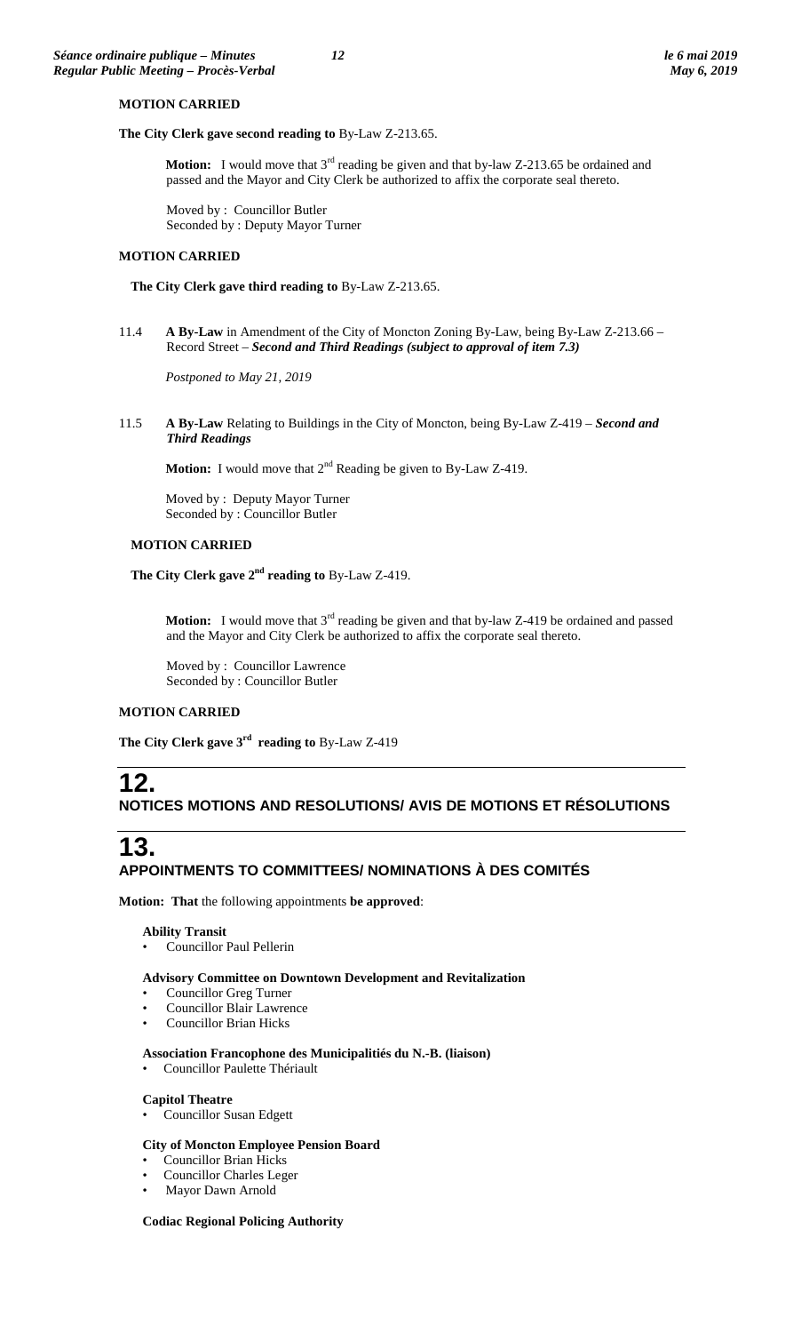**MOTION CARRIED**

**The City Clerk gave second reading to** By-Law Z-213.65.

> **Motion:** I would move that 3rd reading be given and that by-law Z-213.65 be ordained and passed and the Mayor and City Clerk be authorized to affix the corporate seal thereto.
>
> Moved by : Councillor Butler
> Seconded by : Deputy Mayor Turner

**MOTION CARRIED**

**The City Clerk gave third reading to** By-Law Z-213.65.

11.4 **A By-Law** in Amendment of the City of Moncton Zoning By-Law, being By-Law Z-213.66 – Record Street – ***Second and Third Readings (subject to approval of item 7.3)***

*Postponed to May 21, 2019*

11.5 **A By-Law** Relating to Buildings in the City of Moncton, being By-Law Z-419 – ***Second and Third Readings***

> **Motion:** I would move that 2nd Reading be given to By-Law Z-419.
>
> Moved by : Deputy Mayor Turner
> Seconded by : Councillor Butler

**MOTION CARRIED**

**The City Clerk gave 2nd reading to** By-Law Z-419.

> **Motion:** I would move that 3rd reading be given and that by-law Z-419 be ordained and passed and the Mayor and City Clerk be authorized to affix the corporate seal thereto.
>
> Moved by : Councillor Lawrence
> Seconded by : Councillor Butler

**MOTION CARRIED**

**The City Clerk gave 3rd reading to** By-Law Z-419

# 12.
## NOTICES MOTIONS AND RESOLUTIONS/ AVIS DE MOTIONS ET RÉSOLUTIONS

# 13.
## APPOINTMENTS TO COMMITTEES/ NOMINATIONS À DES COMITÉS

**Motion: That** the following appointments **be approved**:

**Ability Transit**
- Councillor Paul Pellerin

**Advisory Committee on Downtown Development and Revitalization**
- Councillor Greg Turner
- Councillor Blair Lawrence
- Councillor Brian Hicks

**Association Francophone des Municipalitiés du N.-B. (liaison)**
- Councillor Paulette Thériault

**Capitol Theatre**
- Councillor Susan Edgett

**City of Moncton Employee Pension Board**
- Councillor Brian Hicks
- Councillor Charles Leger
- Mayor Dawn Arnold

**Codiac Regional Policing Authority**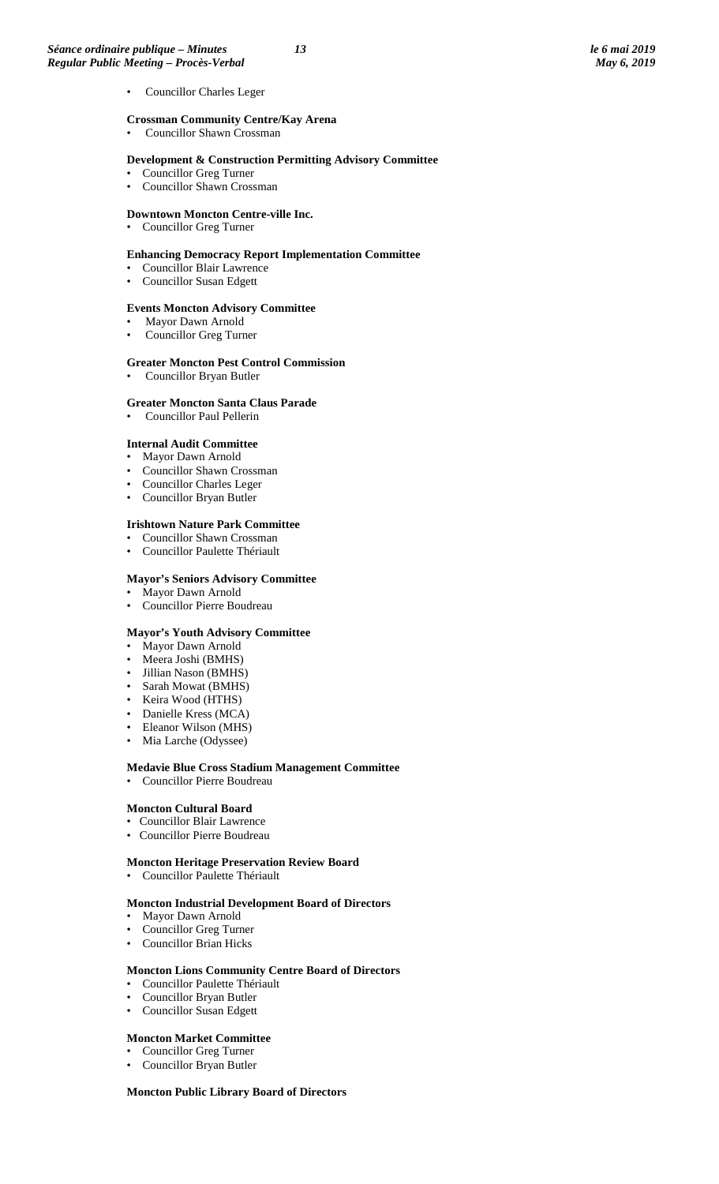- Councillor Charles Leger

**Crossman Community Centre/Kay Arena**
- Councillor Shawn Crossman

**Development & Construction Permitting Advisory Committee**
- Councillor Greg Turner
- Councillor Shawn Crossman

**Downtown Moncton Centre-ville Inc.**
- Councillor Greg Turner

**Enhancing Democracy Report Implementation Committee**
- Councillor Blair Lawrence
- Councillor Susan Edgett

**Events Moncton Advisory Committee**
- Mayor Dawn Arnold
- Councillor Greg Turner

**Greater Moncton Pest Control Commission**
- Councillor Bryan Butler

**Greater Moncton Santa Claus Parade**
- Councillor Paul Pellerin

**Internal Audit Committee**
- Mayor Dawn Arnold
- Councillor Shawn Crossman
- Councillor Charles Leger
- Councillor Bryan Butler

**Irishtown Nature Park Committee**
- Councillor Shawn Crossman
- Councillor Paulette Thériault

**Mayor's Seniors Advisory Committee**
- Mayor Dawn Arnold
- Councillor Pierre Boudreau

**Mayor's Youth Advisory Committee**
- Mayor Dawn Arnold
- Meera Joshi (BMHS)
- Jillian Nason (BMHS)
- Sarah Mowat (BMHS)
- Keira Wood (HTHS)
- Danielle Kress (MCA)
- Eleanor Wilson (MHS)
- Mia Larche (Odyssee)

**Medavie Blue Cross Stadium Management Committee**
- Councillor Pierre Boudreau

**Moncton Cultural Board**
- Councillor Blair Lawrence
- Councillor Pierre Boudreau

**Moncton Heritage Preservation Review Board**
- Councillor Paulette Thériault

**Moncton Industrial Development Board of Directors**
- Mayor Dawn Arnold
- Councillor Greg Turner
- Councillor Brian Hicks

**Moncton Lions Community Centre Board of Directors**
- Councillor Paulette Thériault
- Councillor Bryan Butler
- Councillor Susan Edgett

**Moncton Market Committee**
- Councillor Greg Turner
- Councillor Bryan Butler

**Moncton Public Library Board of Directors**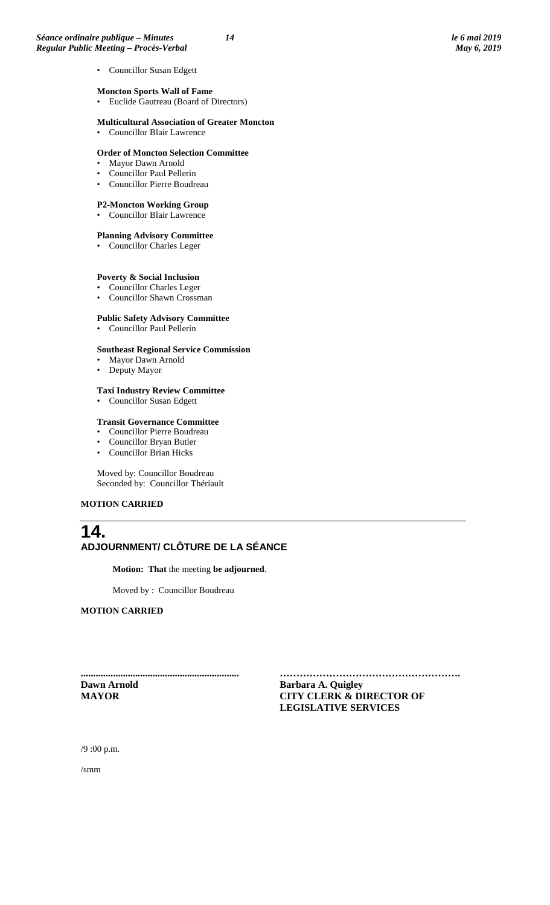- Councillor Susan Edgett

**Moncton Sports Wall of Fame**
- Euclide Gautreau (Board of Directors)

**Multicultural Association of Greater Moncton**
- Councillor Blair Lawrence

**Order of Moncton Selection Committee**
- Mayor Dawn Arnold
- Councillor Paul Pellerin
- Councillor Pierre Boudreau

**P2-Moncton Working Group**
- Councillor Blair Lawrence

**Planning Advisory Committee**
- Councillor Charles Leger

**Poverty & Social Inclusion**
- Councillor Charles Leger
- Councillor Shawn Crossman

**Public Safety Advisory Committee**
- Councillor Paul Pellerin

**Southeast Regional Service Commission**
- Mayor Dawn Arnold
- Deputy Mayor

**Taxi Industry Review Committee**
- Councillor Susan Edgett

**Transit Governance Committee**
- Councillor Pierre Boudreau
- Councillor Bryan Butler
- Councillor Brian Hicks

Moved by: Councillor Boudreau
Seconded by: Councillor Thériault

**MOTION CARRIED**

# 14.
## ADJOURNMENT/ CLÔTURE DE LA SÉANCE

**Motion: That** the meeting **be adjourned**.

Moved by : Councillor Boudreau

**MOTION CARRIED**

| | |
|---|---|
| **..............................................................** | **……………………………………………….** |
| **Dawn Arnold** | **Barbara A. Quigley** |
| **MAYOR** | **CITY CLERK & DIRECTOR OF LEGISLATIVE SERVICES** |

/9 :00 p.m.

/smm